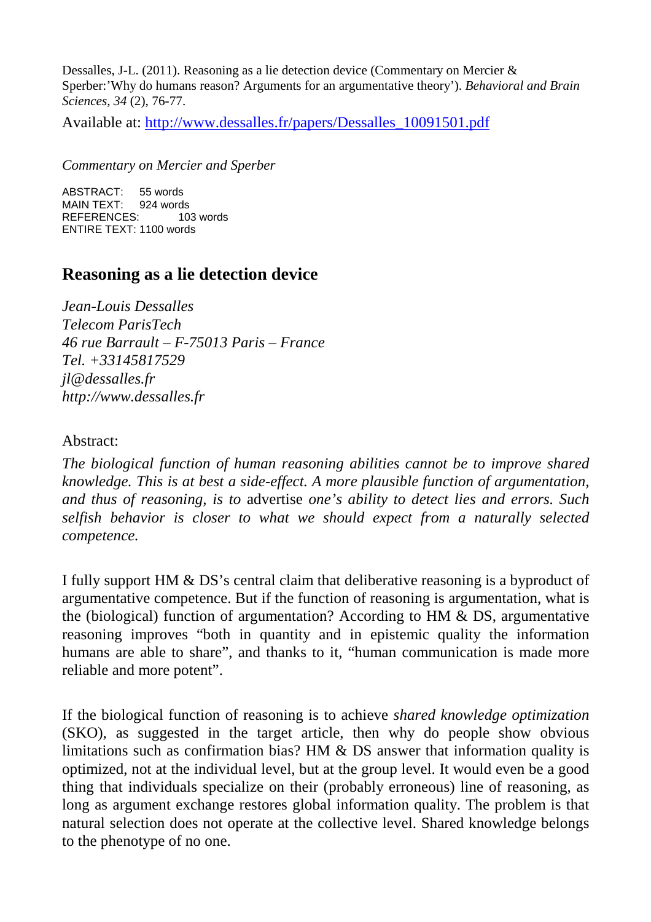Dessalles, J-L. (2011). Reasoning as a lie detection device (Commentary on Mercier & Sperber:'Why do humans reason? Arguments for an argumentative theory'). *Behavioral and Brain Sciences*, *34* (2), 76-77.

Available at: http://www.dessalles.fr/papers/Dessalles_10091501.pdf

*Commentary on Mercier and Sperber*

ABSTRACT: 55 words
MAIN TEXT: 924 words
REFERENCES: 103 words
ENTIRE TEXT: 1100 words

## Reasoning as a lie detection device

*Jean-Louis Dessalles*
*Telecom ParisTech*
*46 rue Barrault – F-75013 Paris – France*
*Tel. +33145817529*
*jl@dessalles.fr*
*http://www.dessalles.fr*

Abstract:

*The biological function of human reasoning abilities cannot be to improve shared knowledge. This is at best a side-effect. A more plausible function of argumentation, and thus of reasoning, is to* advertise *one's ability to detect lies and errors. Such selfish behavior is closer to what we should expect from a naturally selected competence.*

I fully support HM & DS's central claim that deliberative reasoning is a byproduct of argumentative competence. But if the function of reasoning is argumentation, what is the (biological) function of argumentation? According to HM & DS, argumentative reasoning improves "both in quantity and in epistemic quality the information humans are able to share", and thanks to it, "human communication is made more reliable and more potent".

If the biological function of reasoning is to achieve *shared knowledge optimization* (SKO), as suggested in the target article, then why do people show obvious limitations such as confirmation bias? HM & DS answer that information quality is optimized, not at the individual level, but at the group level. It would even be a good thing that individuals specialize on their (probably erroneous) line of reasoning, as long as argument exchange restores global information quality. The problem is that natural selection does not operate at the collective level. Shared knowledge belongs to the phenotype of no one.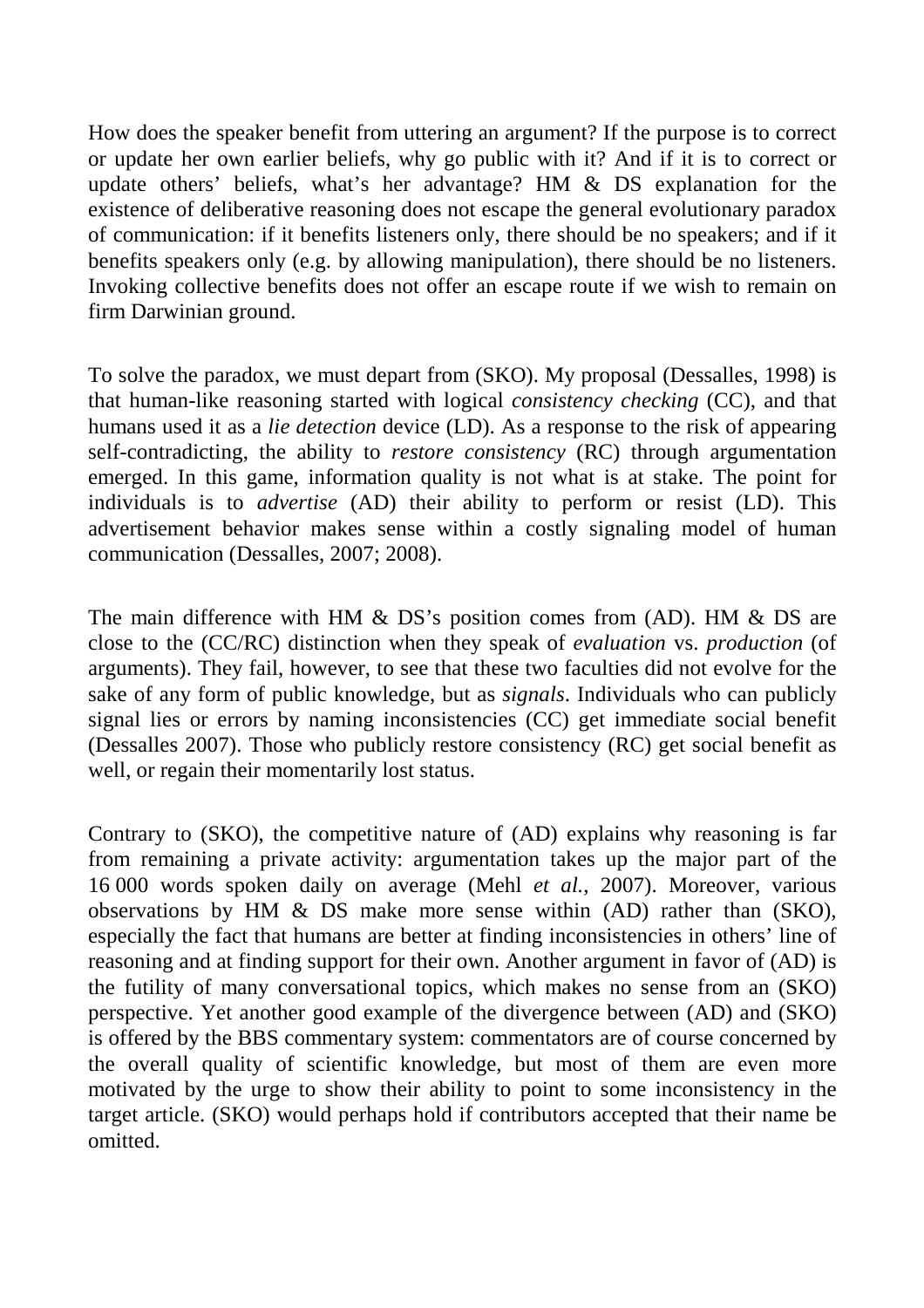How does the speaker benefit from uttering an argument? If the purpose is to correct or update her own earlier beliefs, why go public with it? And if it is to correct or update others' beliefs, what's her advantage? HM & DS explanation for the existence of deliberative reasoning does not escape the general evolutionary paradox of communication: if it benefits listeners only, there should be no speakers; and if it benefits speakers only (e.g. by allowing manipulation), there should be no listeners. Invoking collective benefits does not offer an escape route if we wish to remain on firm Darwinian ground.

To solve the paradox, we must depart from (SKO). My proposal (Dessalles, 1998) is that human-like reasoning started with logical *consistency checking* (CC), and that humans used it as a *lie detection* device (LD). As a response to the risk of appearing self-contradicting, the ability to *restore consistency* (RC) through argumentation emerged. In this game, information quality is not what is at stake. The point for individuals is to *advertise* (AD) their ability to perform or resist (LD). This advertisement behavior makes sense within a costly signaling model of human communication (Dessalles, 2007; 2008).

The main difference with HM & DS's position comes from (AD). HM & DS are close to the (CC/RC) distinction when they speak of *evaluation* vs. *production* (of arguments). They fail, however, to see that these two faculties did not evolve for the sake of any form of public knowledge, but as *signals*. Individuals who can publicly signal lies or errors by naming inconsistencies (CC) get immediate social benefit (Dessalles 2007). Those who publicly restore consistency (RC) get social benefit as well, or regain their momentarily lost status.

Contrary to (SKO), the competitive nature of (AD) explains why reasoning is far from remaining a private activity: argumentation takes up the major part of the 16 000 words spoken daily on average (Mehl *et al.*, 2007). Moreover, various observations by HM & DS make more sense within (AD) rather than (SKO), especially the fact that humans are better at finding inconsistencies in others' line of reasoning and at finding support for their own. Another argument in favor of (AD) is the futility of many conversational topics, which makes no sense from an (SKO) perspective. Yet another good example of the divergence between (AD) and (SKO) is offered by the BBS commentary system: commentators are of course concerned by the overall quality of scientific knowledge, but most of them are even more motivated by the urge to show their ability to point to some inconsistency in the target article. (SKO) would perhaps hold if contributors accepted that their name be omitted.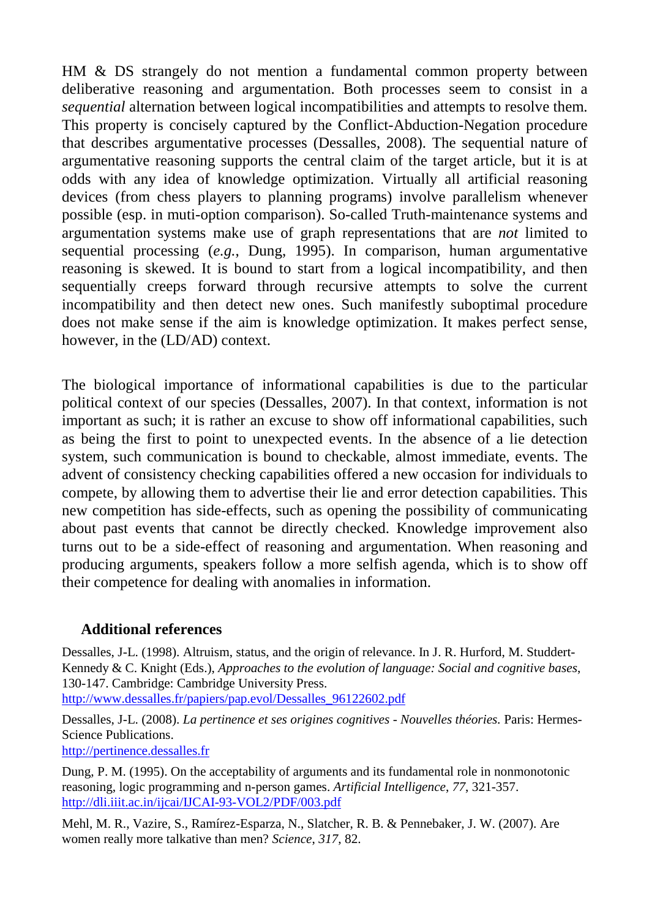HM & DS strangely do not mention a fundamental common property between deliberative reasoning and argumentation. Both processes seem to consist in a *sequential* alternation between logical incompatibilities and attempts to resolve them. This property is concisely captured by the Conflict-Abduction-Negation procedure that describes argumentative processes (Dessalles, 2008). The sequential nature of argumentative reasoning supports the central claim of the target article, but it is at odds with any idea of knowledge optimization. Virtually all artificial reasoning devices (from chess players to planning programs) involve parallelism whenever possible (esp. in muti-option comparison). So-called Truth-maintenance systems and argumentation systems make use of graph representations that are *not* limited to sequential processing (*e.g.*, Dung, 1995). In comparison, human argumentative reasoning is skewed. It is bound to start from a logical incompatibility, and then sequentially creeps forward through recursive attempts to solve the current incompatibility and then detect new ones. Such manifestly suboptimal procedure does not make sense if the aim is knowledge optimization. It makes perfect sense, however, in the (LD/AD) context.

The biological importance of informational capabilities is due to the particular political context of our species (Dessalles, 2007). In that context, information is not important as such; it is rather an excuse to show off informational capabilities, such as being the first to point to unexpected events. In the absence of a lie detection system, such communication is bound to checkable, almost immediate, events. The advent of consistency checking capabilities offered a new occasion for individuals to compete, by allowing them to advertise their lie and error detection capabilities. This new competition has side-effects, such as opening the possibility of communicating about past events that cannot be directly checked. Knowledge improvement also turns out to be a side-effect of reasoning and argumentation. When reasoning and producing arguments, speakers follow a more selfish agenda, which is to show off their competence for dealing with anomalies in information.

## Additional references

Dessalles, J-L. (1998). Altruism, status, and the origin of relevance. In J. R. Hurford, M. Studdert-Kennedy & C. Knight (Eds.), *Approaches to the evolution of language: Social and cognitive bases*, 130-147. Cambridge: Cambridge University Press. http://www.dessalles.fr/papiers/pap.evol/Dessalles_96122602.pdf

Dessalles, J-L. (2008). *La pertinence et ses origines cognitives - Nouvelles théories.* Paris: Hermes-Science Publications. http://pertinence.dessalles.fr

Dung, P. M. (1995). On the acceptability of arguments and its fundamental role in nonmonotonic reasoning, logic programming and n-person games. *Artificial Intelligence*, *77*, 321-357. http://dli.iiit.ac.in/ijcai/IJCAI-93-VOL2/PDF/003.pdf

Mehl, M. R., Vazire, S., Ramírez-Esparza, N., Slatcher, R. B. & Pennebaker, J. W. (2007). Are women really more talkative than men? *Science*, *317*, 82.